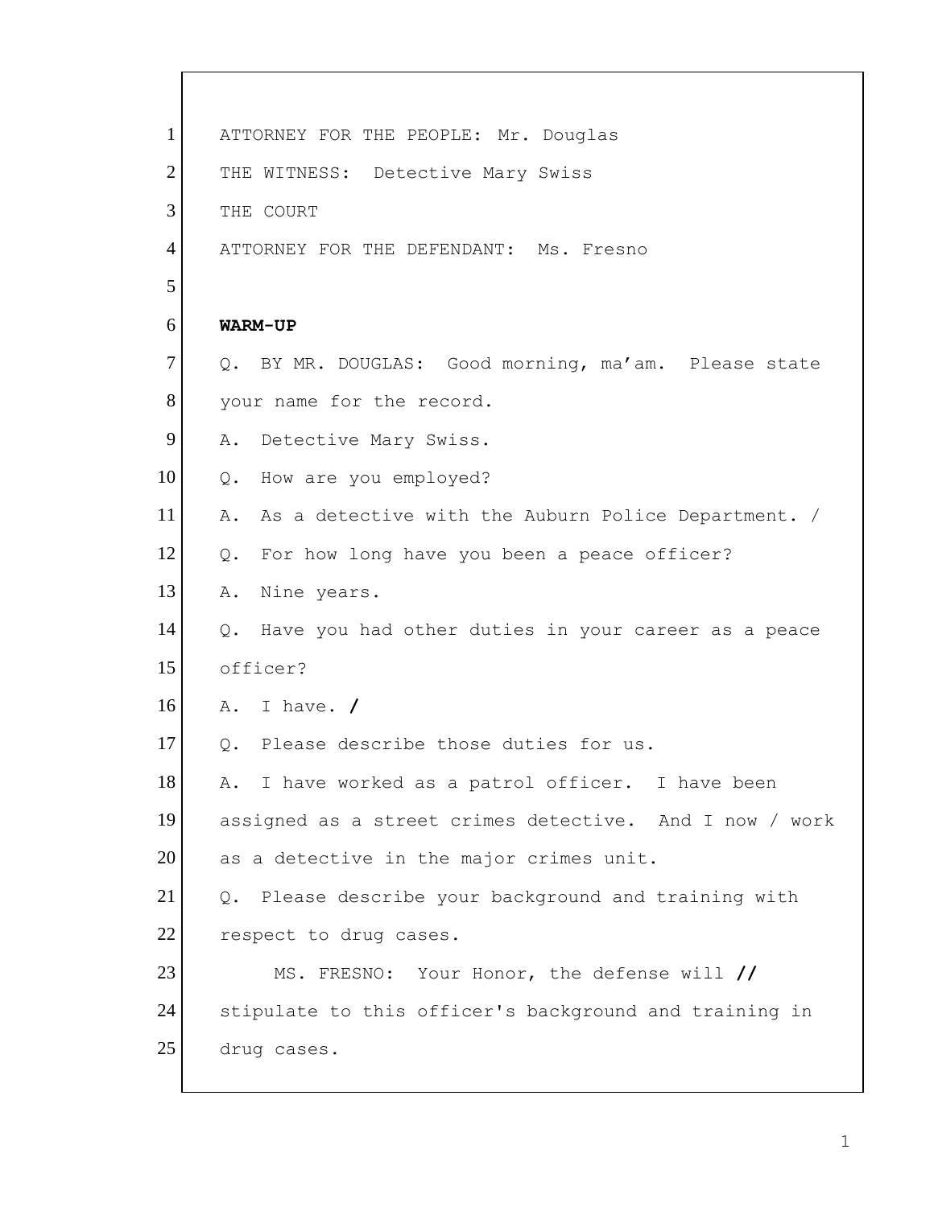ATTORNEY FOR THE PEOPLE: Mr. Douglas

THE WITNESS: Detective Mary Swiss

THE COURT

ATTORNEY FOR THE DEFENDANT: Ms. Fresno

**WARM-UP**

Q. BY MR. DOUGLAS: Good morning, ma'am. Please state your name for the record.

A. Detective Mary Swiss.

Q. How are you employed?

A. As a detective with the Auburn Police Department. /

Q. For how long have you been a peace officer?

A. Nine years.

Q. Have you had other duties in your career as a peace officer?

A. I have. **/**

Q. Please describe those duties for us.

A. I have worked as a patrol officer. I have been assigned as a street crimes detective. And I now / work as a detective in the major crimes unit.

Q. Please describe your background and training with respect to drug cases.

MS. FRESNO: Your Honor, the defense will **//** stipulate to this officer's background and training in drug cases.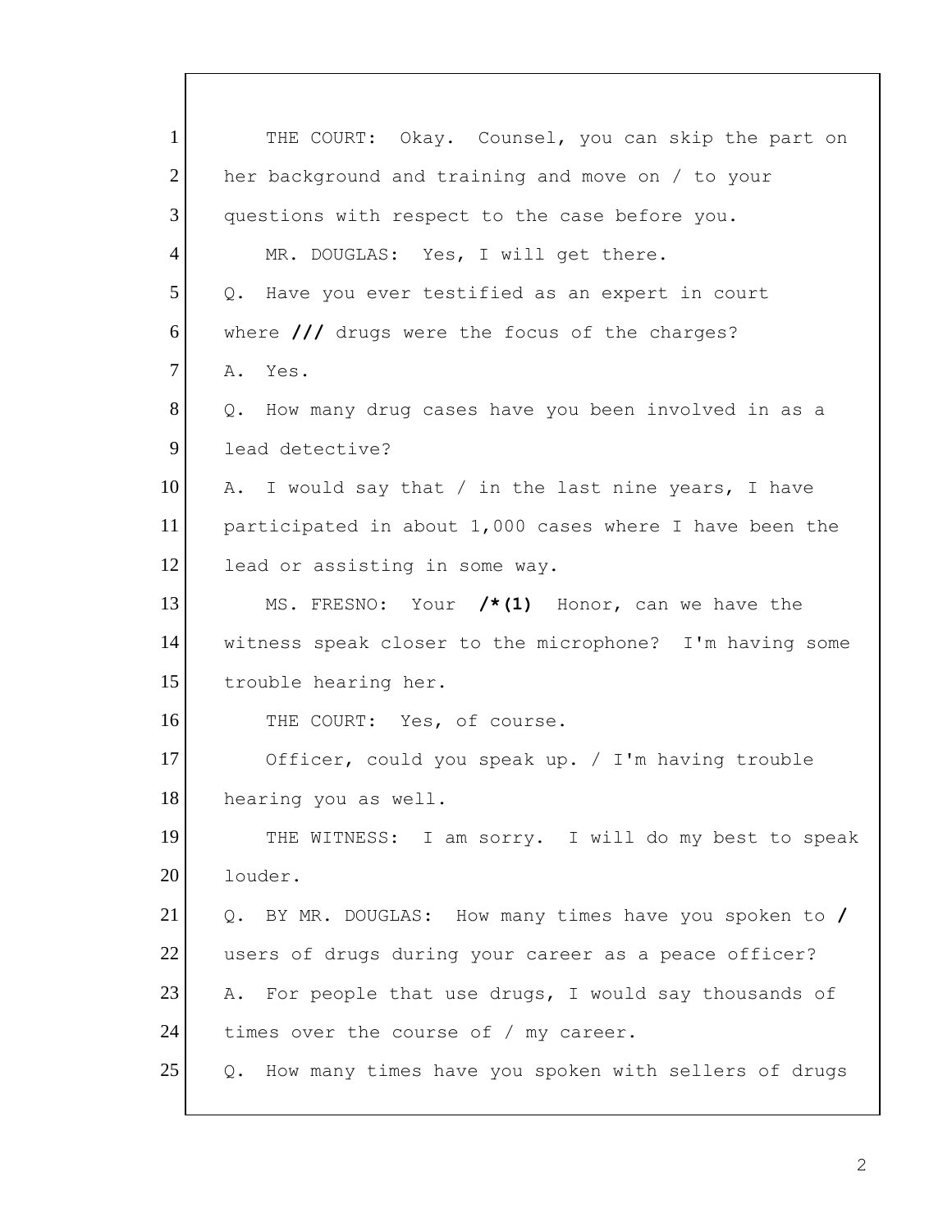1 THE COURT: Okay. Counsel, you can skip the part on
2 her background and training and move on / to your
3 questions with respect to the case before you.
4 MR. DOUGLAS: Yes, I will get there.
5 Q. Have you ever testified as an expert in court
6 where **///** drugs were the focus of the charges?
7 A. Yes.
8 Q. How many drug cases have you been involved in as a
9 lead detective?
10 A. I would say that / in the last nine years, I have
11 participated in about 1,000 cases where I have been the
12 lead or assisting in some way.
13 MS. FRESNO: Your **/*(1)** Honor, can we have the
14 witness speak closer to the microphone? I'm having some
15 trouble hearing her.
16 THE COURT: Yes, of course.
17 Officer, could you speak up. / I'm having trouble
18 hearing you as well.
19 THE WITNESS: I am sorry. I will do my best to speak
20 louder.
21 Q. BY MR. DOUGLAS: How many times have you spoken to **/**
22 users of drugs during your career as a peace officer?
23 A. For people that use drugs, I would say thousands of
24 times over the course of / my career.
25 Q. How many times have you spoken with sellers of drugs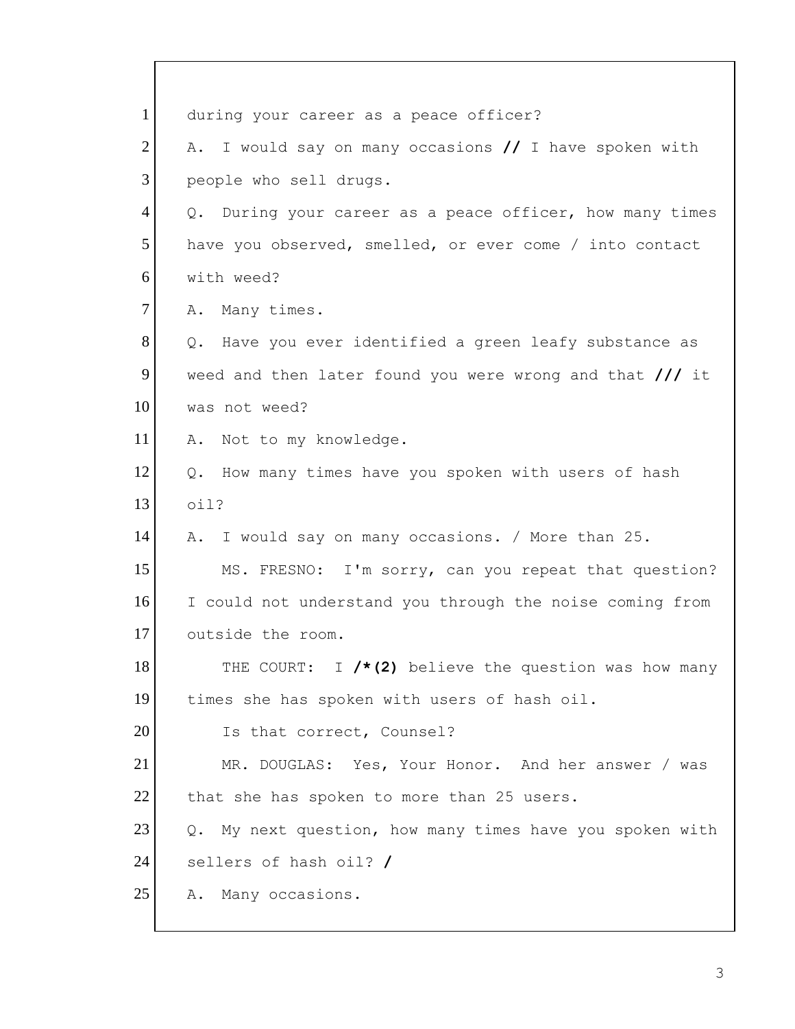1 during your career as a peace officer?

2 A. I would say on many occasions **//** I have spoken with

3 people who sell drugs.

4 Q. During your career as a peace officer, how many times

5 have you observed, smelled, or ever come / into contact

6 with weed?

7 A. Many times.

8 Q. Have you ever identified a green leafy substance as

9 weed and then later found you were wrong and that **///** it

10 was not weed?

11 A. Not to my knowledge.

12 Q. How many times have you spoken with users of hash

13 oil?

14 A. I would say on many occasions. / More than 25.

15 MS. FRESNO: I'm sorry, can you repeat that question?

16 I could not understand you through the noise coming from

17 outside the room.

18 THE COURT: I **/*(2)** believe the question was how many

19 times she has spoken with users of hash oil.

20 Is that correct, Counsel?

21 MR. DOUGLAS: Yes, Your Honor. And her answer / was

22 that she has spoken to more than 25 users.

23 Q. My next question, how many times have you spoken with

24 sellers of hash oil? **/**

25 A. Many occasions.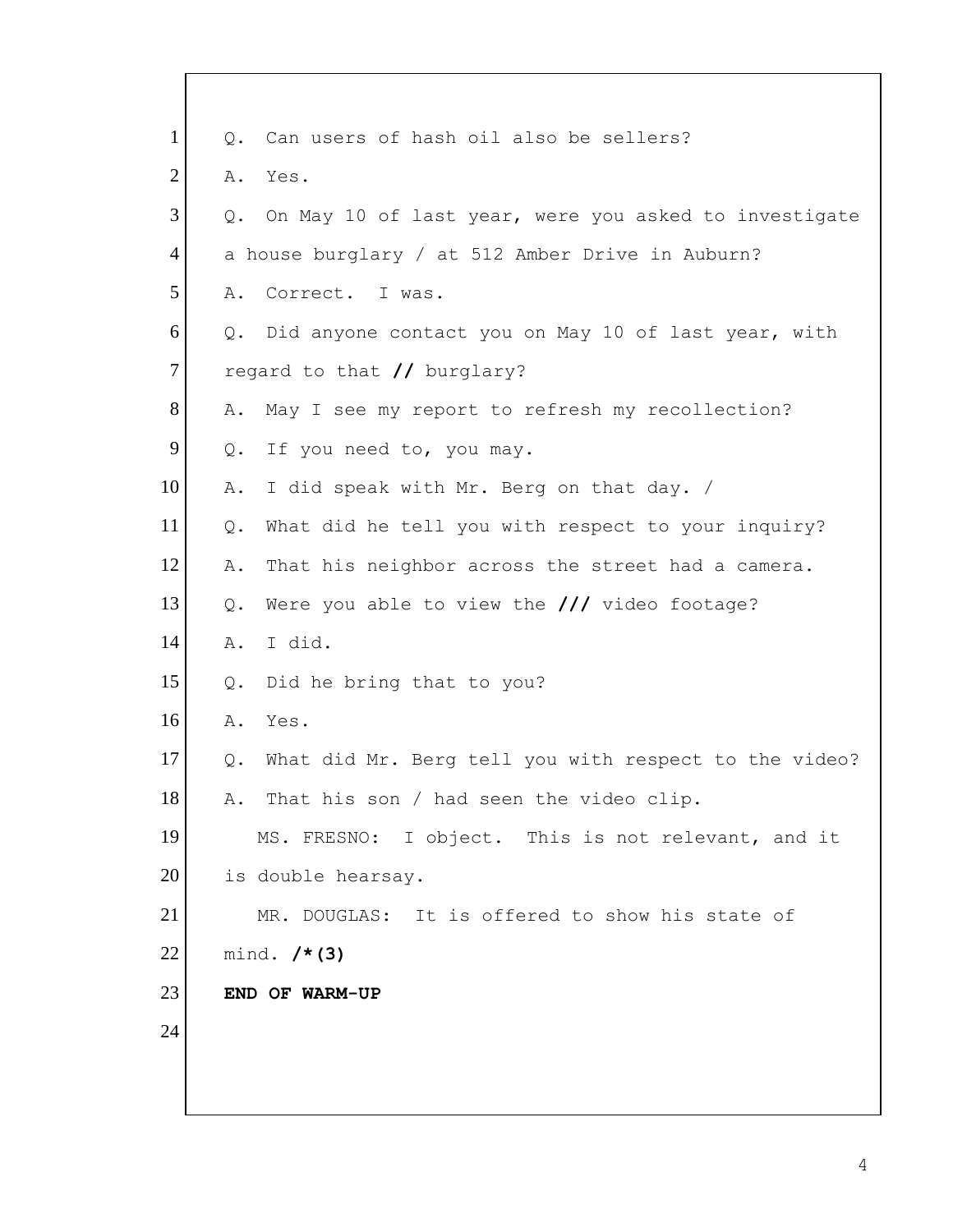1 Q. Can users of hash oil also be sellers?
2 A. Yes.
3 Q. On May 10 of last year, were you asked to investigate
4 a house burglary / at 512 Amber Drive in Auburn?
5 A. Correct. I was.
6 Q. Did anyone contact you on May 10 of last year, with
7 regard to that **//** burglary?
8 A. May I see my report to refresh my recollection?
9 Q. If you need to, you may.
10 A. I did speak with Mr. Berg on that day. /
11 Q. What did he tell you with respect to your inquiry?
12 A. That his neighbor across the street had a camera.
13 Q. Were you able to view the **///** video footage?
14 A. I did.
15 Q. Did he bring that to you?
16 A. Yes.
17 Q. What did Mr. Berg tell you with respect to the video?
18 A. That his son / had seen the video clip.
19 MS. FRESNO: I object. This is not relevant, and it
20 is double hearsay.
21 MR. DOUGLAS: It is offered to show his state of
22 mind. **/*(3)**
23 **END OF WARM-UP**
24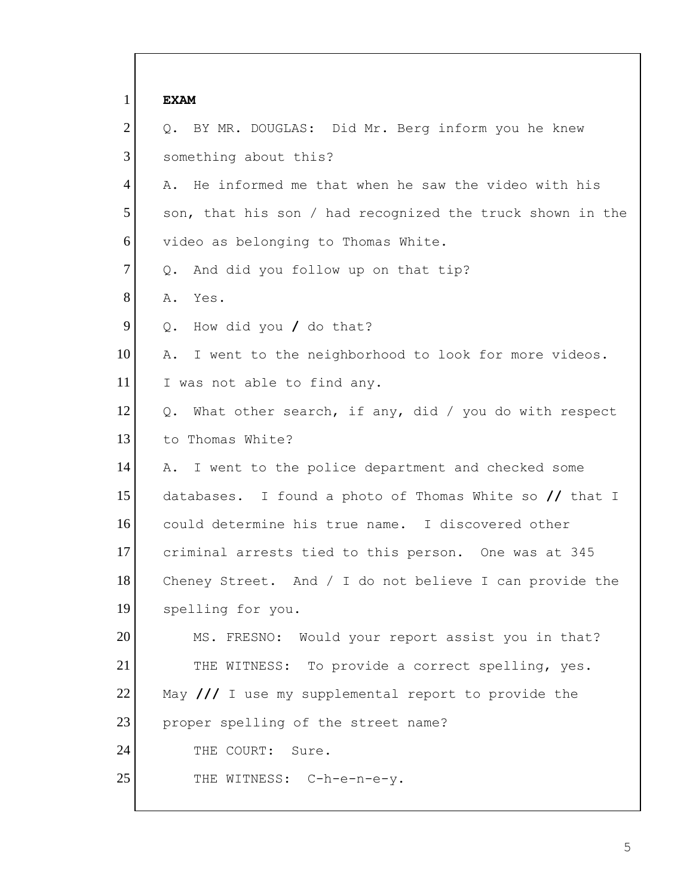**EXAM**

Q. BY MR. DOUGLAS: Did Mr. Berg inform you he knew something about this?

A. He informed me that when he saw the video with his son, that his son / had recognized the truck shown in the video as belonging to Thomas White.

Q. And did you follow up on that tip?

A. Yes.

Q. How did you / do that?

A. I went to the neighborhood to look for more videos. I was not able to find any.

Q. What other search, if any, did / you do with respect to Thomas White?

A. I went to the police department and checked some databases. I found a photo of Thomas White so // that I could determine his true name. I discovered other criminal arrests tied to this person. One was at 345 Cheney Street. And / I do not believe I can provide the spelling for you.

MS. FRESNO: Would your report assist you in that?

THE WITNESS: To provide a correct spelling, yes. May /// I use my supplemental report to provide the proper spelling of the street name?

THE COURT: Sure.

THE WITNESS: C-h-e-n-e-y.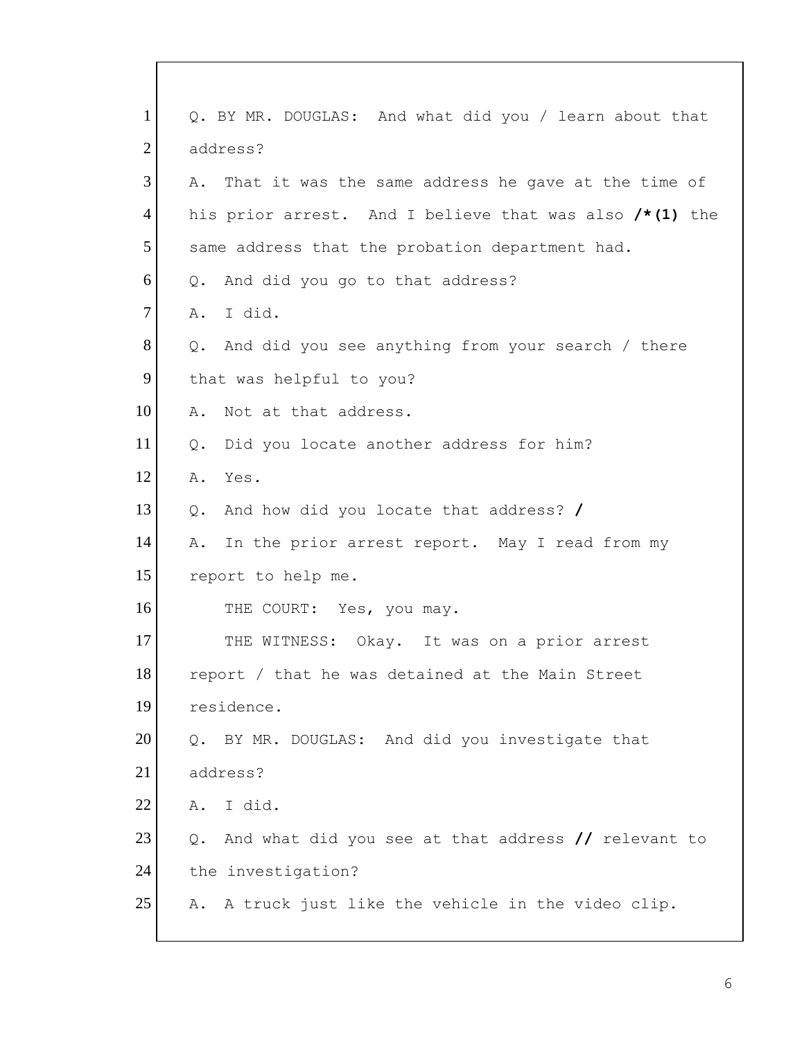1 Q. BY MR. DOUGLAS: And what did you / learn about that
2 address?
3 A. That it was the same address he gave at the time of
4 his prior arrest. And I believe that was also **/*(1)** the
5 same address that the probation department had.
6 Q. And did you go to that address?
7 A. I did.
8 Q. And did you see anything from your search / there
9 that was helpful to you?
10 A. Not at that address.
11 Q. Did you locate another address for him?
12 A. Yes.
13 Q. And how did you locate that address? **/**
14 A. In the prior arrest report. May I read from my
15 report to help me.
16 THE COURT: Yes, you may.
17 THE WITNESS: Okay. It was on a prior arrest
18 report / that he was detained at the Main Street
19 residence.
20 Q. BY MR. DOUGLAS: And did you investigate that
21 address?
22 A. I did.
23 Q. And what did you see at that address **//** relevant to
24 the investigation?
25 A. A truck just like the vehicle in the video clip.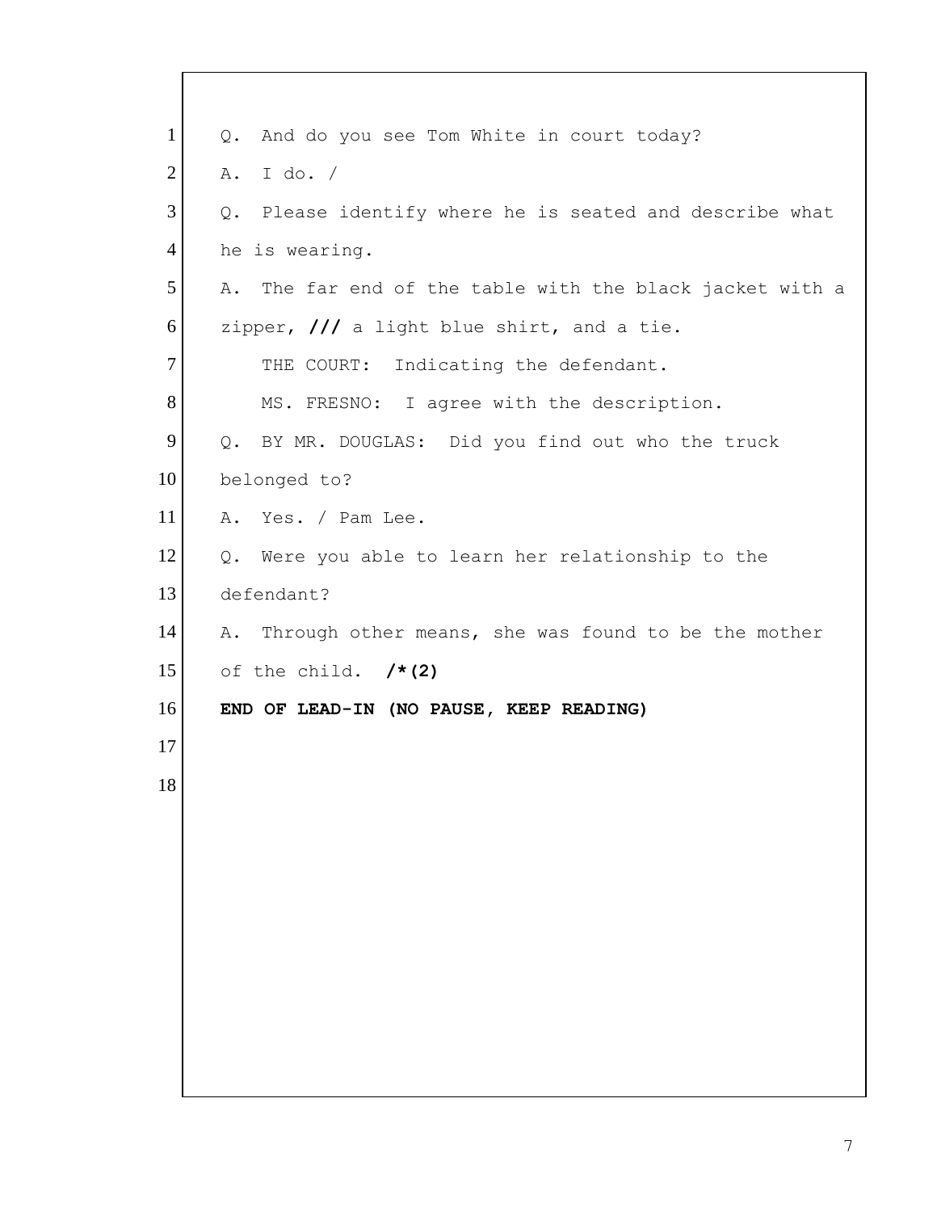Q. And do you see Tom White in court today?

A. I do. /

Q. Please identify where he is seated and describe what he is wearing.

A. The far end of the table with the black jacket with a zipper, **///** a light blue shirt, and a tie.

THE COURT: Indicating the defendant.

MS. FRESNO: I agree with the description.

Q. BY MR. DOUGLAS: Did you find out who the truck belonged to?

A. Yes. / Pam Lee.

Q. Were you able to learn her relationship to the defendant?

A. Through other means, she was found to be the mother of the child. **/*(2)**

**END OF LEAD-IN (NO PAUSE, KEEP READING)**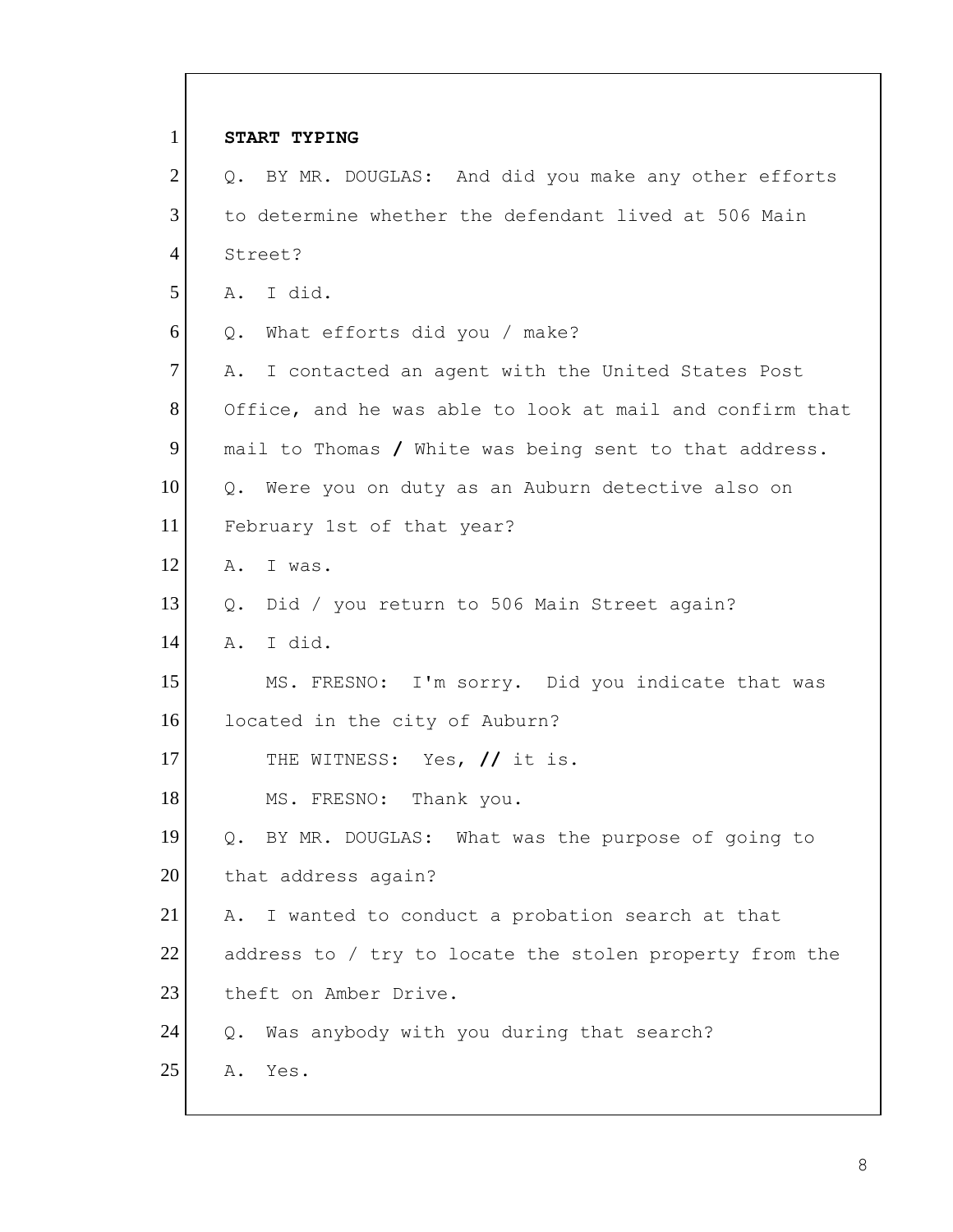1 **START TYPING**

2 Q. BY MR. DOUGLAS: And did you make any other efforts

3 to determine whether the defendant lived at 506 Main

4 Street?

5 A. I did.

6 Q. What efforts did you / make?

7 A. I contacted an agent with the United States Post

8 Office, and he was able to look at mail and confirm that

9 mail to Thomas / White was being sent to that address.

10 Q. Were you on duty as an Auburn detective also on

11 February 1st of that year?

12 A. I was.

13 Q. Did / you return to 506 Main Street again?

14 A. I did.

15 MS. FRESNO: I'm sorry. Did you indicate that was

16 located in the city of Auburn?

17 THE WITNESS: Yes, // it is.

18 MS. FRESNO: Thank you.

19 Q. BY MR. DOUGLAS: What was the purpose of going to

20 that address again?

21 A. I wanted to conduct a probation search at that

22 address to / try to locate the stolen property from the

23 theft on Amber Drive.

24 Q. Was anybody with you during that search?

25 A. Yes.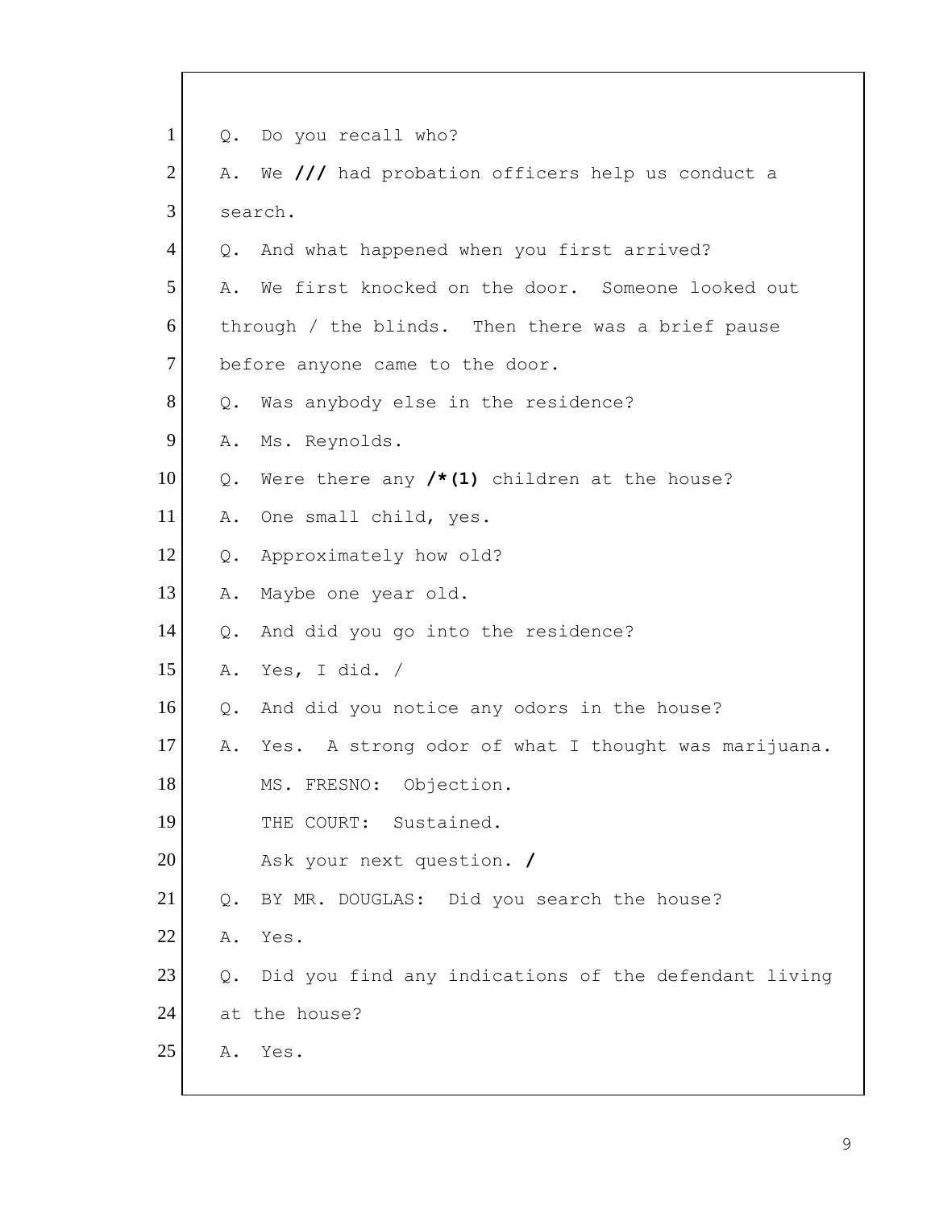1 Q. Do you recall who?

2 A. We **///** had probation officers help us conduct a

3 search.

4 Q. And what happened when you first arrived?

5 A. We first knocked on the door. Someone looked out

6 through / the blinds. Then there was a brief pause

7 before anyone came to the door.

8 Q. Was anybody else in the residence?

9 A. Ms. Reynolds.

10 Q. Were there any **/*(1)** children at the house?

11 A. One small child, yes.

12 Q. Approximately how old?

13 A. Maybe one year old.

14 Q. And did you go into the residence?

15 A. Yes, I did. /

16 Q. And did you notice any odors in the house?

17 A. Yes. A strong odor of what I thought was marijuana.

18 MS. FRESNO: Objection.

19 THE COURT: Sustained.

20 Ask your next question. **/**

21 Q. BY MR. DOUGLAS: Did you search the house?

22 A. Yes.

23 Q. Did you find any indications of the defendant living

24 at the house?

25 A. Yes.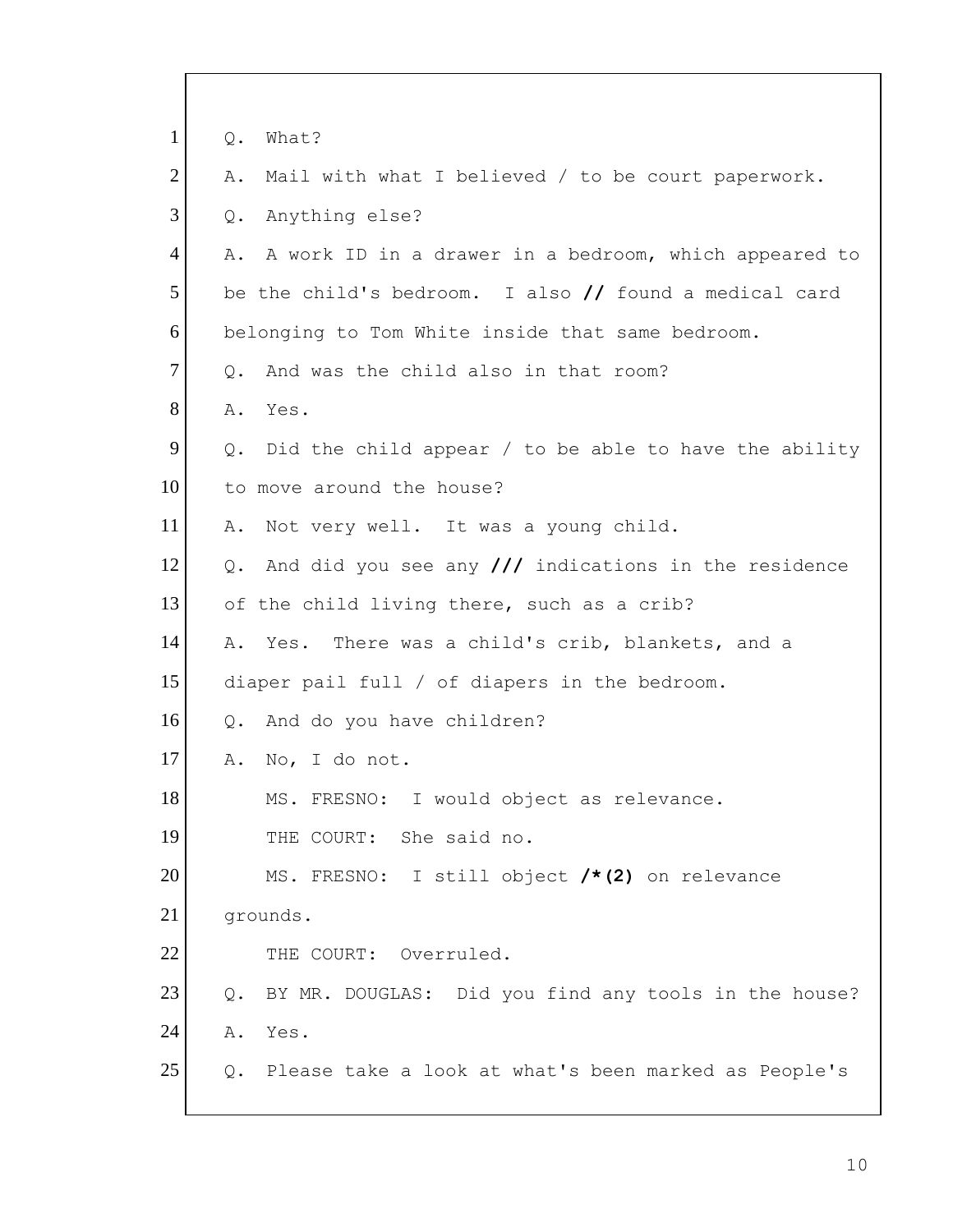1 Q. What?

2 A. Mail with what I believed / to be court paperwork.

3 Q. Anything else?

4 A. A work ID in a drawer in a bedroom, which appeared to

5 be the child's bedroom. I also **//** found a medical card

6 belonging to Tom White inside that same bedroom.

7 Q. And was the child also in that room?

8 A. Yes.

9 Q. Did the child appear / to be able to have the ability

10 to move around the house?

11 A. Not very well. It was a young child.

12 Q. And did you see any **///** indications in the residence

13 of the child living there, such as a crib?

14 A. Yes. There was a child's crib, blankets, and a

15 diaper pail full / of diapers in the bedroom.

16 Q. And do you have children?

17 A. No, I do not.

18 MS. FRESNO: I would object as relevance.

19 THE COURT: She said no.

20 MS. FRESNO: I still object **/*(2)** on relevance

21 grounds.

22 THE COURT: Overruled.

23 Q. BY MR. DOUGLAS: Did you find any tools in the house?

24 A. Yes.

25 Q. Please take a look at what's been marked as People's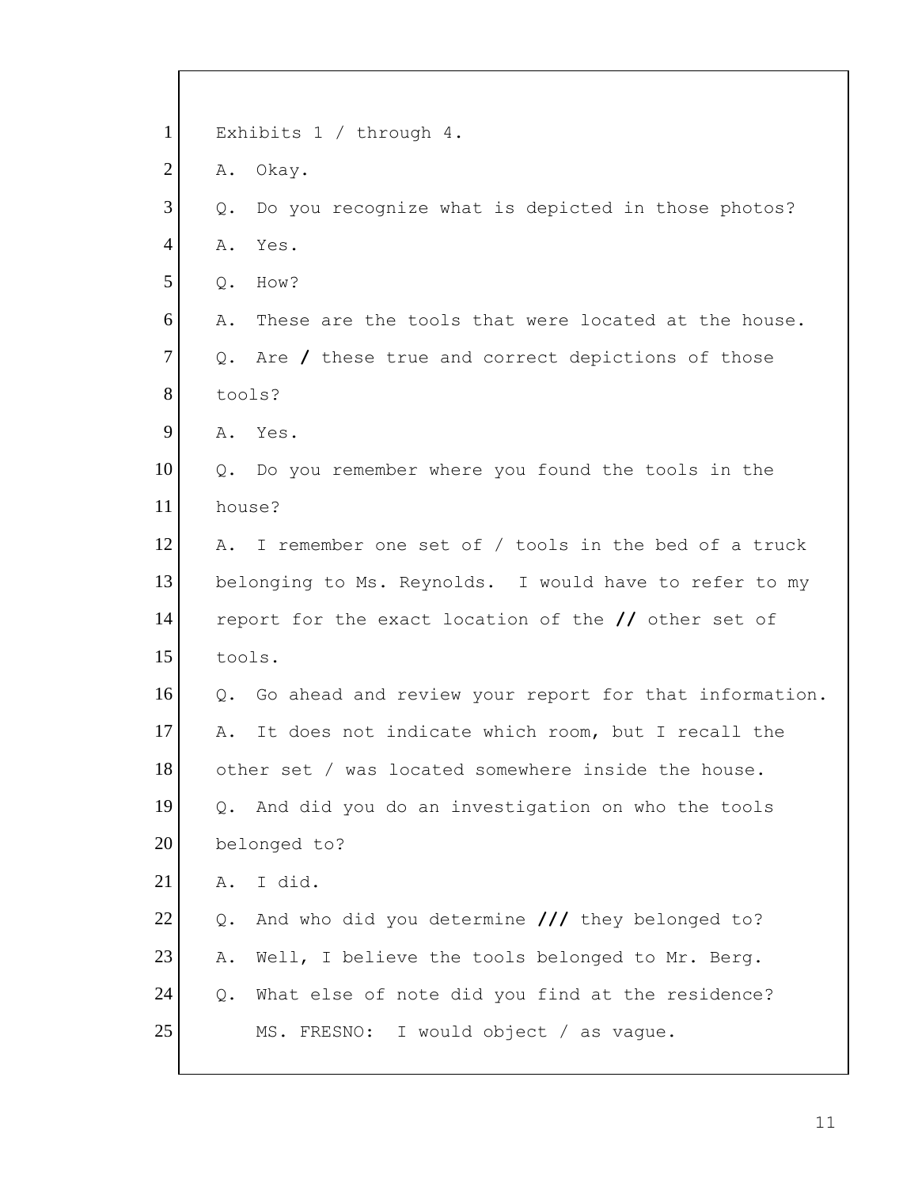1 Exhibits 1 / through 4.

2 A. Okay.

3 Q. Do you recognize what is depicted in those photos?

4 A. Yes.

5 Q. How?

6 A. These are the tools that were located at the house.

7 Q. Are **/** these true and correct depictions of those

8 tools?

9 A. Yes.

10 Q. Do you remember where you found the tools in the

11 house?

12 A. I remember one set of / tools in the bed of a truck

13 belonging to Ms. Reynolds. I would have to refer to my

14 report for the exact location of the **//** other set of

15 tools.

16 Q. Go ahead and review your report for that information.

17 A. It does not indicate which room, but I recall the

18 other set / was located somewhere inside the house.

19 Q. And did you do an investigation on who the tools

20 belonged to?

21 A. I did.

22 Q. And who did you determine **///** they belonged to?

23 A. Well, I believe the tools belonged to Mr. Berg.

24 Q. What else of note did you find at the residence?

25 MS. FRESNO: I would object / as vague.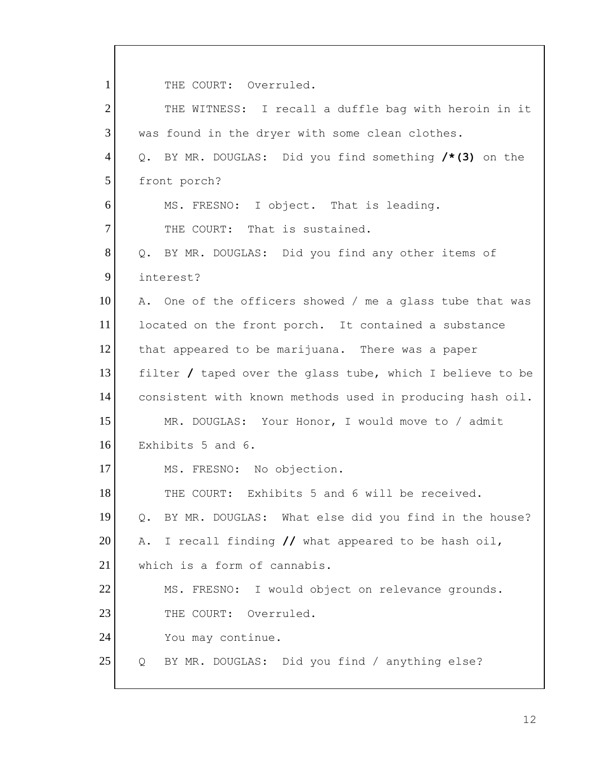1 THE COURT: Overruled.

2 THE WITNESS: I recall a duffle bag with heroin in it

3 was found in the dryer with some clean clothes.

4 Q. BY MR. DOUGLAS: Did you find something **/*(3)** on the

5 front porch?

6 MS. FRESNO: I object. That is leading.

7 THE COURT: That is sustained.

8 Q. BY MR. DOUGLAS: Did you find any other items of

9 interest?

10 A. One of the officers showed / me a glass tube that was

11 located on the front porch. It contained a substance

12 that appeared to be marijuana. There was a paper

13 filter **/** taped over the glass tube, which I believe to be

14 consistent with known methods used in producing hash oil.

15 MR. DOUGLAS: Your Honor, I would move to / admit

16 Exhibits 5 and 6.

17 MS. FRESNO: No objection.

18 THE COURT: Exhibits 5 and 6 will be received.

19 Q. BY MR. DOUGLAS: What else did you find in the house?

20 A. I recall finding **//** what appeared to be hash oil,

21 which is a form of cannabis.

22 MS. FRESNO: I would object on relevance grounds.

23 THE COURT: Overruled.

24 You may continue.

25 Q BY MR. DOUGLAS: Did you find / anything else?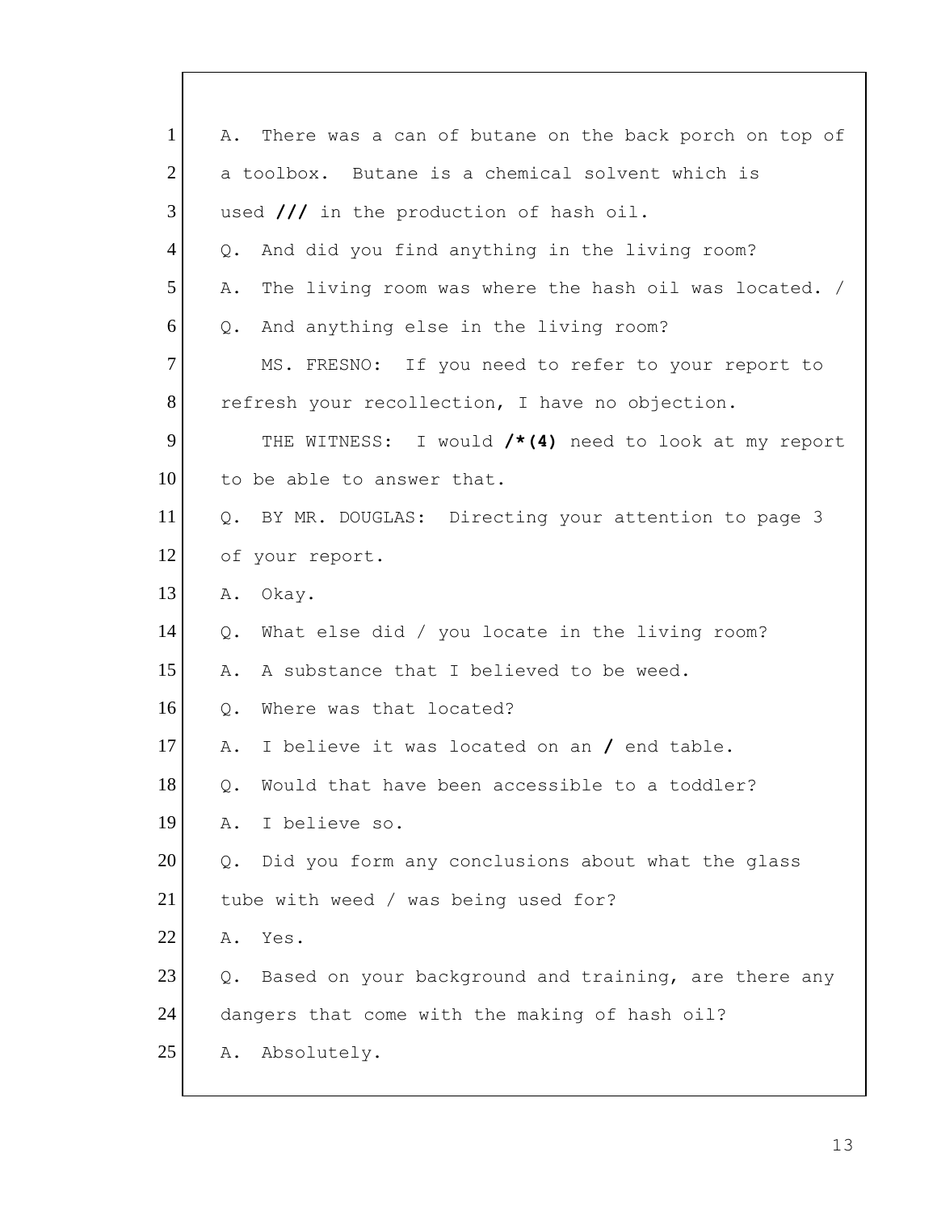1 A. There was a can of butane on the back porch on top of
2 a toolbox. Butane is a chemical solvent which is
3 used **///** in the production of hash oil.
4 Q. And did you find anything in the living room?
5 A. The living room was where the hash oil was located. /
6 Q. And anything else in the living room?
7 MS. FRESNO: If you need to refer to your report to
8 refresh your recollection, I have no objection.
9 THE WITNESS: I would **/*(4)** need to look at my report
10 to be able to answer that.
11 Q. BY MR. DOUGLAS: Directing your attention to page 3
12 of your report.
13 A. Okay.
14 Q. What else did / you locate in the living room?
15 A. A substance that I believed to be weed.
16 Q. Where was that located?
17 A. I believe it was located on an **/** end table.
18 Q. Would that have been accessible to a toddler?
19 A. I believe so.
20 Q. Did you form any conclusions about what the glass
21 tube with weed / was being used for?
22 A. Yes.
23 Q. Based on your background and training, are there any
24 dangers that come with the making of hash oil?
25 A. Absolutely.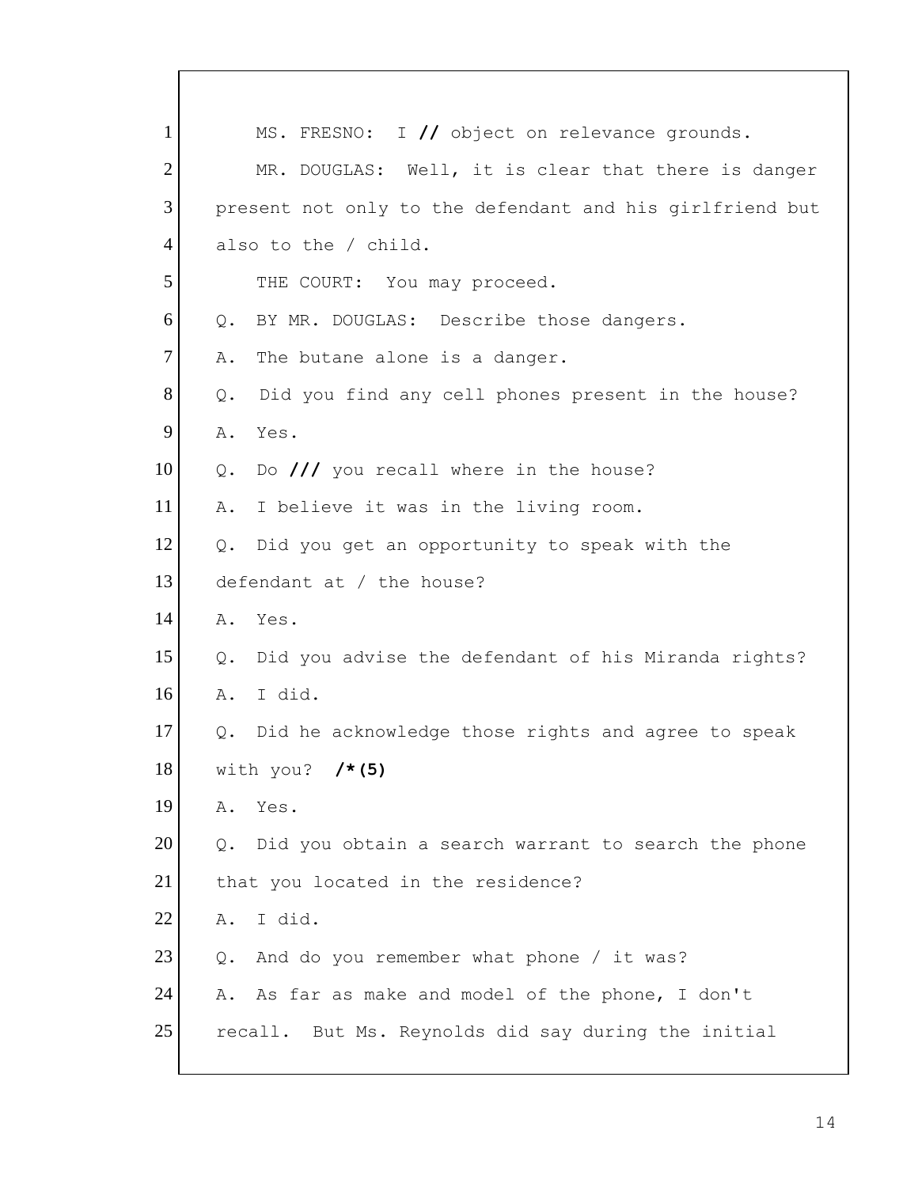1 MS. FRESNO: I **//** object on relevance grounds.

2 MR. DOUGLAS: Well, it is clear that there is danger

3 present not only to the defendant and his girlfriend but

4 also to the / child.

5 THE COURT: You may proceed.

6 Q. BY MR. DOUGLAS: Describe those dangers.

7 A. The butane alone is a danger.

8 Q. Did you find any cell phones present in the house?

9 A. Yes.

10 Q. Do **///** you recall where in the house?

11 A. I believe it was in the living room.

12 Q. Did you get an opportunity to speak with the

13 defendant at / the house?

14 A. Yes.

15 Q. Did you advise the defendant of his Miranda rights?

16 A. I did.

17 Q. Did he acknowledge those rights and agree to speak

18 with you? **/*(5)**

19 A. Yes.

20 Q. Did you obtain a search warrant to search the phone

21 that you located in the residence?

22 A. I did.

23 Q. And do you remember what phone / it was?

24 A. As far as make and model of the phone, I don't

25 recall. But Ms. Reynolds did say during the initial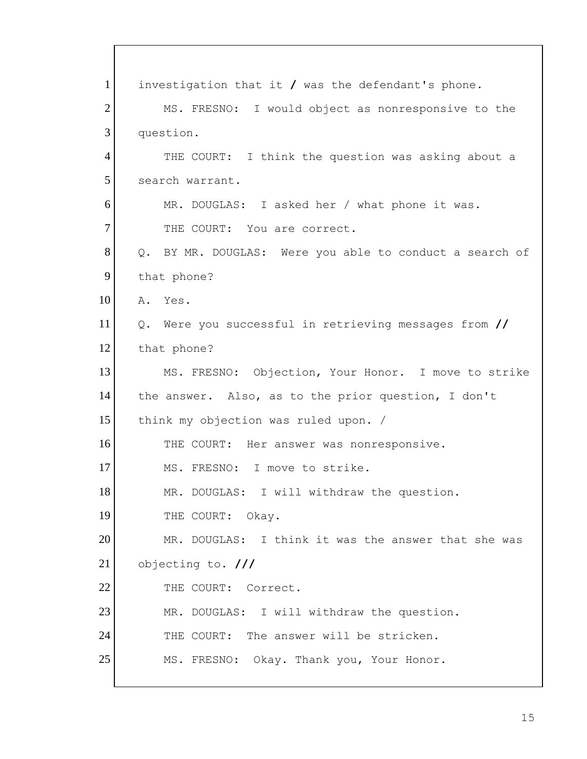1 investigation that it / was the defendant's phone.

2 MS. FRESNO: I would object as nonresponsive to the

3 question.

4 THE COURT: I think the question was asking about a

5 search warrant.

6 MR. DOUGLAS: I asked her / what phone it was.

7 THE COURT: You are correct.

8 Q. BY MR. DOUGLAS: Were you able to conduct a search of

9 that phone?

10 A. Yes.

11 Q. Were you successful in retrieving messages from //

12 that phone?

13 MS. FRESNO: Objection, Your Honor. I move to strike

14 the answer. Also, as to the prior question, I don't

15 think my objection was ruled upon. /

16 THE COURT: Her answer was nonresponsive.

17 MS. FRESNO: I move to strike.

18 MR. DOUGLAS: I will withdraw the question.

19 THE COURT: Okay.

20 MR. DOUGLAS: I think it was the answer that she was

21 objecting to. ///

22 THE COURT: Correct.

23 MR. DOUGLAS: I will withdraw the question.

24 THE COURT: The answer will be stricken.

25 MS. FRESNO: Okay. Thank you, Your Honor.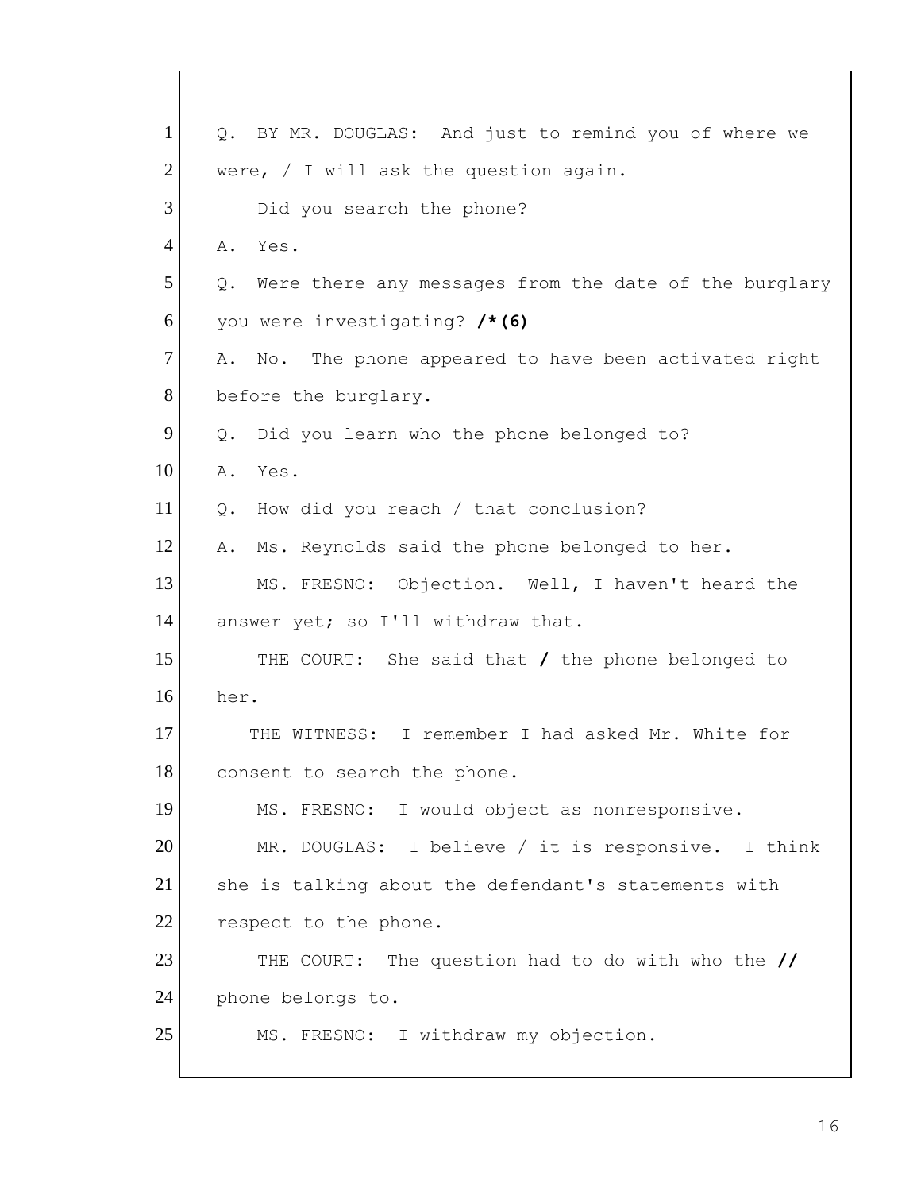1 Q. BY MR. DOUGLAS: And just to remind you of where we
2 were, / I will ask the question again.
3     Did you search the phone?
4 A. Yes.
5 Q. Were there any messages from the date of the burglary
6 you were investigating? **/*(6)**
7 A. No. The phone appeared to have been activated right
8 before the burglary.
9 Q. Did you learn who the phone belonged to?
10 A. Yes.
11 Q. How did you reach / that conclusion?
12 A. Ms. Reynolds said the phone belonged to her.
13     MS. FRESNO: Objection. Well, I haven't heard the
14 answer yet; so I'll withdraw that.
15     THE COURT: She said that **/** the phone belonged to
16 her.
17     THE WITNESS: I remember I had asked Mr. White for
18 consent to search the phone.
19     MS. FRESNO: I would object as nonresponsive.
20     MR. DOUGLAS: I believe / it is responsive. I think
21 she is talking about the defendant's statements with
22 respect to the phone.
23     THE COURT: The question had to do with who the **//**
24 phone belongs to.
25     MS. FRESNO: I withdraw my objection.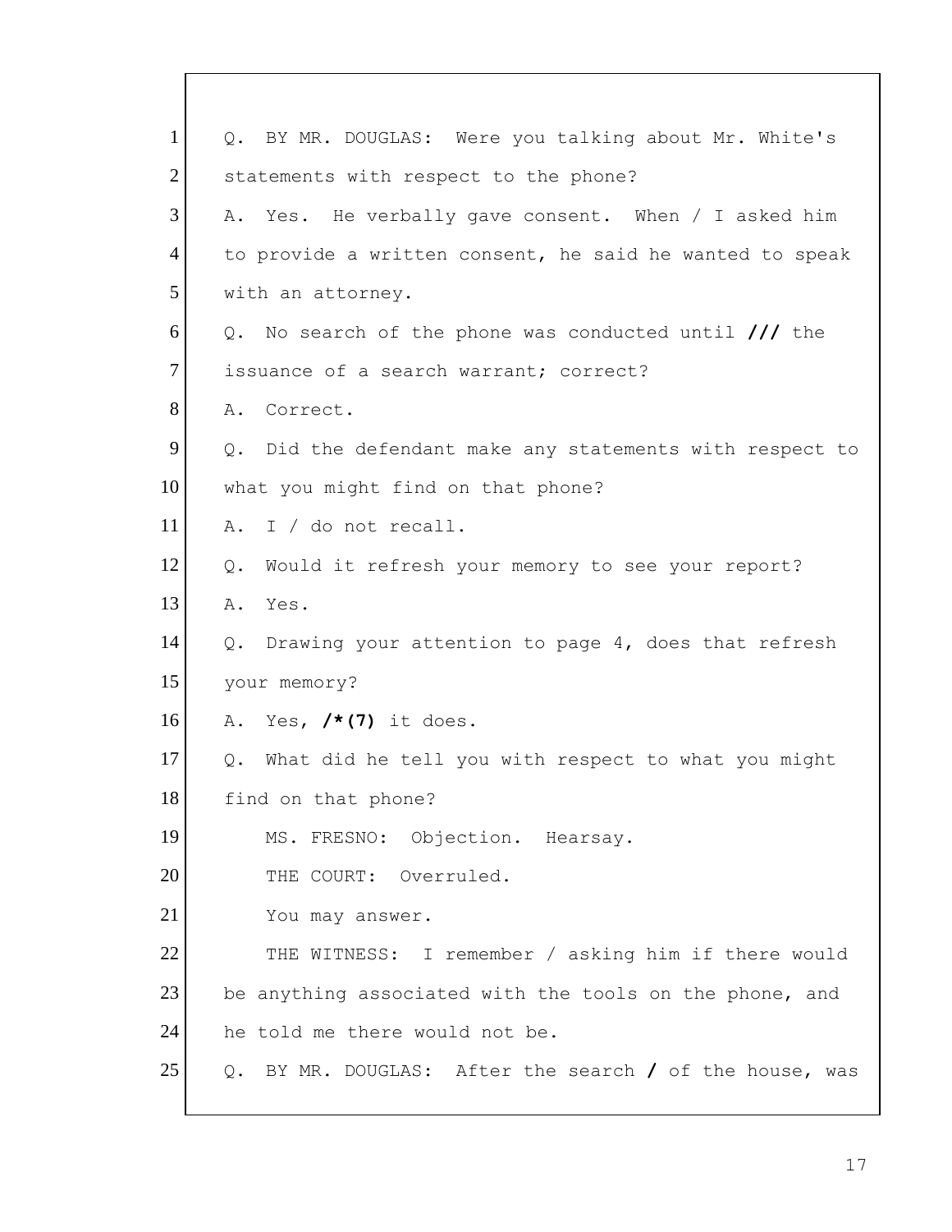1 Q. BY MR. DOUGLAS: Were you talking about Mr. White's
2 statements with respect to the phone?
3 A. Yes. He verbally gave consent. When / I asked him
4 to provide a written consent, he said he wanted to speak
5 with an attorney.
6 Q. No search of the phone was conducted until **///** the
7 issuance of a search warrant; correct?
8 A. Correct.
9 Q. Did the defendant make any statements with respect to
10 what you might find on that phone?
11 A. I / do not recall.
12 Q. Would it refresh your memory to see your report?
13 A. Yes.
14 Q. Drawing your attention to page 4, does that refresh
15 your memory?
16 A. Yes, **/*(7)** it does.
17 Q. What did he tell you with respect to what you might
18 find on that phone?
19 MS. FRESNO: Objection. Hearsay.
20 THE COURT: Overruled.
21 You may answer.
22 THE WITNESS: I remember / asking him if there would
23 be anything associated with the tools on the phone, and
24 he told me there would not be.
25 Q. BY MR. DOUGLAS: After the search **/** of the house, was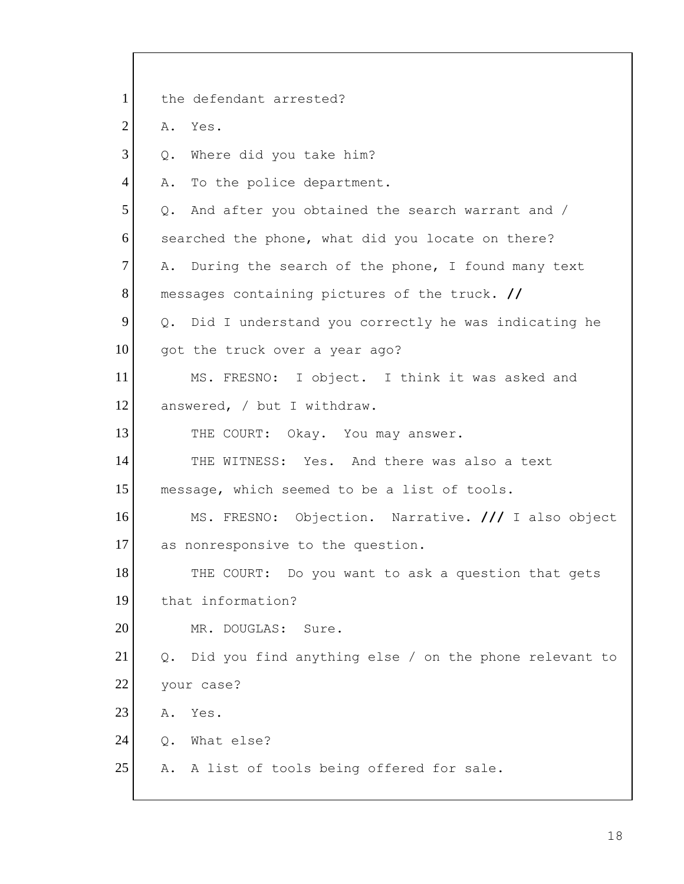1 the defendant arrested?

2 A. Yes.

3 Q. Where did you take him?

4 A. To the police department.

5 Q. And after you obtained the search warrant and /

6 searched the phone, what did you locate on there?

7 A. During the search of the phone, I found many text

8 messages containing pictures of the truck. **//**

9 Q. Did I understand you correctly he was indicating he

10 got the truck over a year ago?

11 MS. FRESNO: I object. I think it was asked and

12 answered, / but I withdraw.

13 THE COURT: Okay. You may answer.

14 THE WITNESS: Yes. And there was also a text

15 message, which seemed to be a list of tools.

16 MS. FRESNO: Objection. Narrative. **///** I also object

17 as nonresponsive to the question.

18 THE COURT: Do you want to ask a question that gets

19 that information?

20 MR. DOUGLAS: Sure.

21 Q. Did you find anything else / on the phone relevant to

22 your case?

23 A. Yes.

24 Q. What else?

25 A. A list of tools being offered for sale.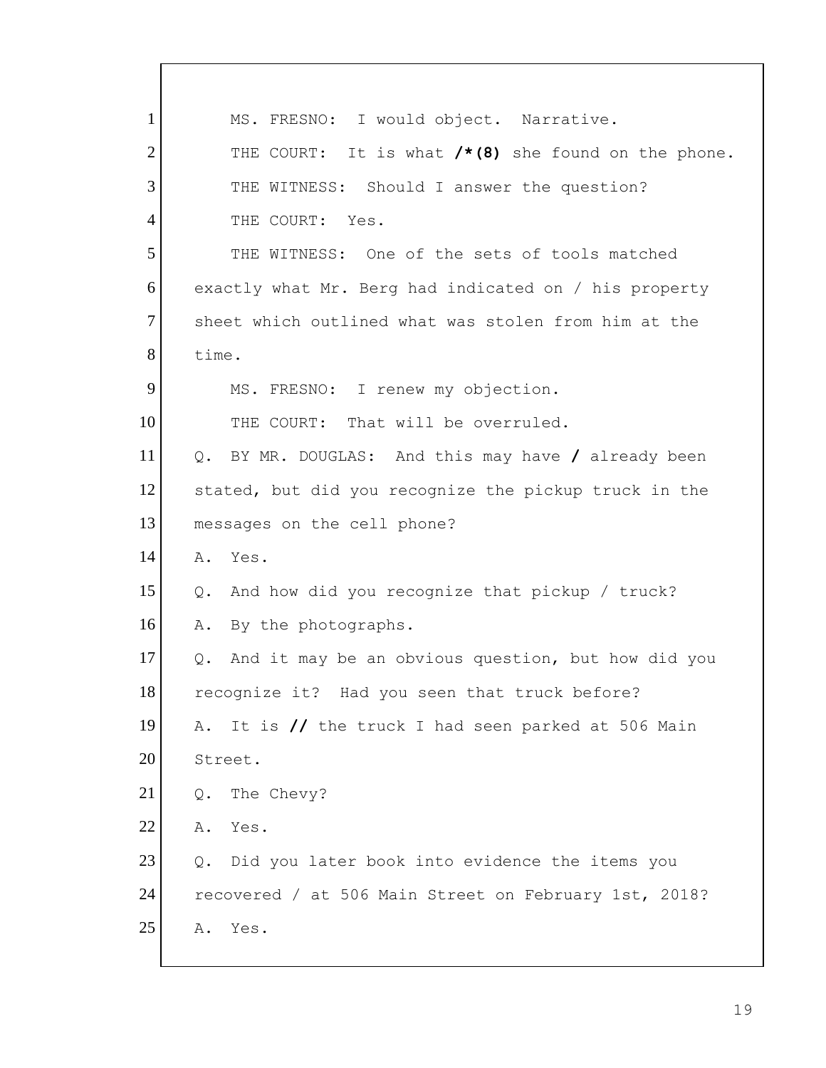1 MS. FRESNO: I would object. Narrative.

2 THE COURT: It is what **/*(8)** she found on the phone.

3 THE WITNESS: Should I answer the question?

4 THE COURT: Yes.

5 THE WITNESS: One of the sets of tools matched
6 exactly what Mr. Berg had indicated on / his property
7 sheet which outlined what was stolen from him at the
8 time.

9 MS. FRESNO: I renew my objection.

10 THE COURT: That will be overruled.

11 Q. BY MR. DOUGLAS: And this may have **/** already been
12 stated, but did you recognize the pickup truck in the
13 messages on the cell phone?

14 A. Yes.

15 Q. And how did you recognize that pickup / truck?

16 A. By the photographs.

17 Q. And it may be an obvious question, but how did you
18 recognize it? Had you seen that truck before?

19 A. It is **//** the truck I had seen parked at 506 Main
20 Street.

21 Q. The Chevy?

22 A. Yes.

23 Q. Did you later book into evidence the items you
24 recovered / at 506 Main Street on February 1st, 2018?

25 A. Yes.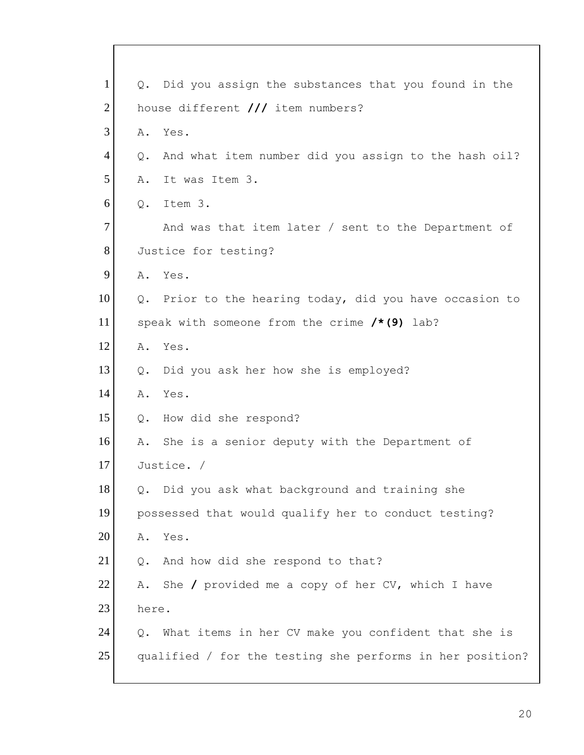1 Q. Did you assign the substances that you found in the
2 house different /// item numbers?
3 A. Yes.
4 Q. And what item number did you assign to the hash oil?
5 A. It was Item 3.
6 Q. Item 3.
7 And was that item later / sent to the Department of
8 Justice for testing?
9 A. Yes.
10 Q. Prior to the hearing today, did you have occasion to
11 speak with someone from the crime /*(9) lab?
12 A. Yes.
13 Q. Did you ask her how she is employed?
14 A. Yes.
15 Q. How did she respond?
16 A. She is a senior deputy with the Department of
17 Justice. /
18 Q. Did you ask what background and training she
19 possessed that would qualify her to conduct testing?
20 A. Yes.
21 Q. And how did she respond to that?
22 A. She / provided me a copy of her CV, which I have
23 here.
24 Q. What items in her CV make you confident that she is
25 qualified / for the testing she performs in her position?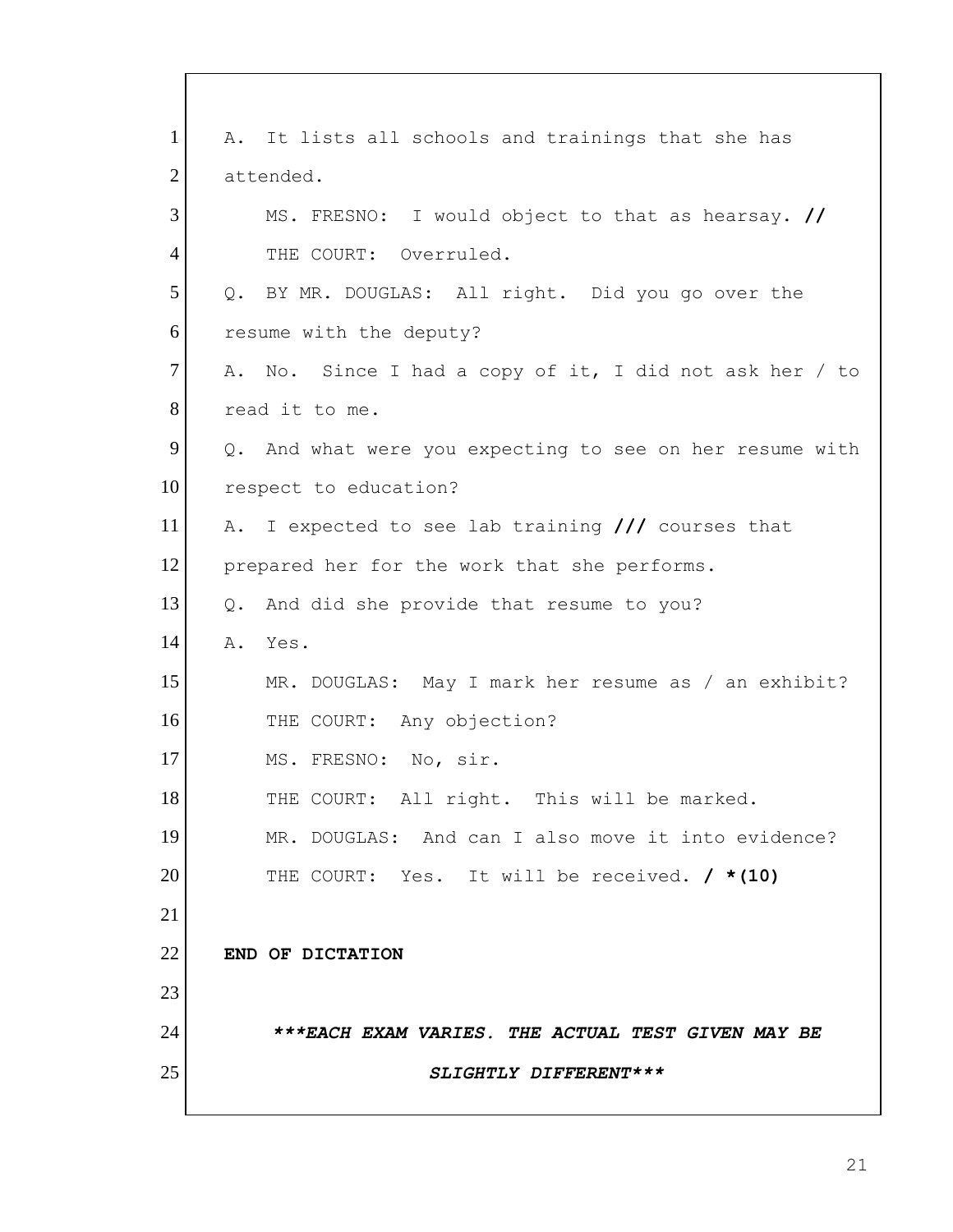1 A. It lists all schools and trainings that she has
2 attended.
3 MS. FRESNO: I would object to that as hearsay. **//**
4 THE COURT: Overruled.
5 Q. BY MR. DOUGLAS: All right. Did you go over the
6 resume with the deputy?
7 A. No. Since I had a copy of it, I did not ask her / to
8 read it to me.
9 Q. And what were you expecting to see on her resume with
10 respect to education?
11 A. I expected to see lab training **///** courses that
12 prepared her for the work that she performs.
13 Q. And did she provide that resume to you?
14 A. Yes.
15 MR. DOUGLAS: May I mark her resume as / an exhibit?
16 THE COURT: Any objection?
17 MS. FRESNO: No, sir.
18 THE COURT: All right. This will be marked.
19 MR. DOUGLAS: And can I also move it into evidence?
20 THE COURT: Yes. It will be received. **/ *(10)**
21
22 **END OF DICTATION**
23
24 ***\*\*\*EACH EXAM VARIES. THE ACTUAL TEST GIVEN MAY BE***
25 ***SLIGHTLY DIFFERENT\*\*\****